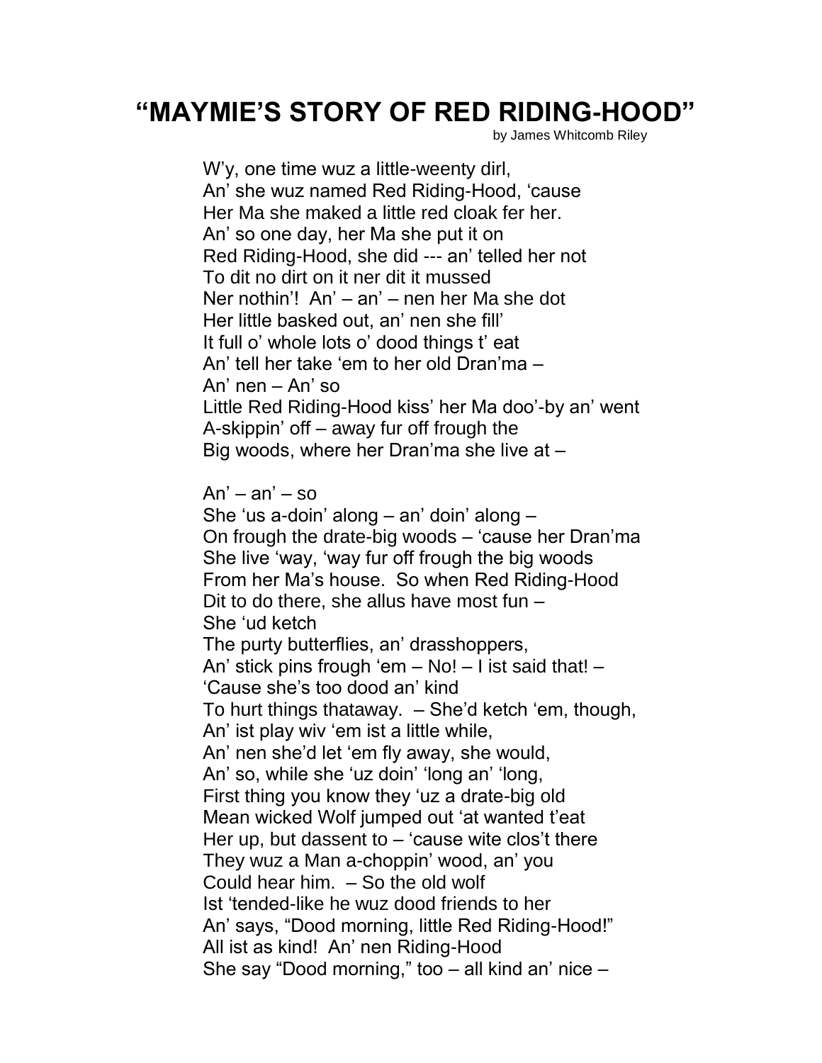# "MAYMIE'S STORY OF RED RIDING-HOOD"

by James Whitcomb Riley

W'y, one time wuz a little-weenty dirl,
An' she wuz named Red Riding-Hood, 'cause
Her Ma she maked a little red cloak fer her.
An' so one day, her Ma she put it on
Red Riding-Hood, she did --- an' telled her not
To dit no dirt on it ner dit it mussed
Ner nothin'! An' – an' – nen her Ma she dot
Her little basked out, an' nen she fill'
It full o' whole lots o' dood things t' eat
An' tell her take 'em to her old Dran'ma –
An' nen – An' so
Little Red Riding-Hood kiss' her Ma doo'-by an' went
A-skippin' off – away fur off frough the
Big woods, where her Dran'ma she live at –

An' – an' – so
She 'us a-doin' along – an' doin' along –
On frough the drate-big woods – 'cause her Dran'ma
She live 'way, 'way fur off frough the big woods
From her Ma's house. So when Red Riding-Hood
Dit to do there, she allus have most fun –
She 'ud ketch
The purty butterflies, an' drasshoppers,
An' stick pins frough 'em – No! – I ist said that! –
'Cause she's too dood an' kind
To hurt things thataway. – She'd ketch 'em, though,
An' ist play wiv 'em ist a little while,
An' nen she'd let 'em fly away, she would,
An' so, while she 'uz doin' 'long an' 'long,
First thing you know they 'uz a drate-big old
Mean wicked Wolf jumped out 'at wanted t'eat
Her up, but dassent to – 'cause wite clos't there
They wuz a Man a-choppin' wood, an' you
Could hear him. – So the old wolf
Ist 'tended-like he wuz dood friends to her
An' says, "Dood morning, little Red Riding-Hood!"
All ist as kind! An' nen Riding-Hood
She say "Dood morning," too – all kind an' nice –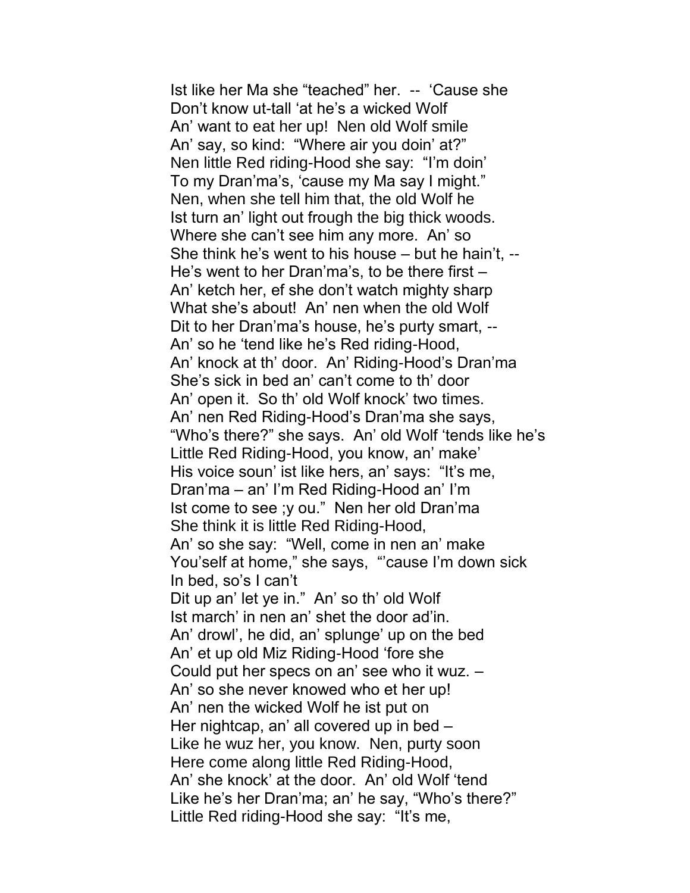Ist like her Ma she “teached” her. -- ‘Cause she
Don’t know ut-tall ‘at he’s a wicked Wolf
An’ want to eat her up! Nen old Wolf smile
An’ say, so kind: “Where air you doin’ at?”
Nen little Red riding-Hood she say: “I’m doin’
To my Dran’ma’s, ‘cause my Ma say I might.”
Nen, when she tell him that, the old Wolf he
Ist turn an’ light out frough the big thick woods.
Where she can’t see him any more. An’ so
She think he’s went to his house – but he hain’t, --
He’s went to her Dran’ma’s, to be there first –
An’ ketch her, ef she don’t watch mighty sharp
What she’s about! An’ nen when the old Wolf
Dit to her Dran’ma’s house, he’s purty smart, --
An’ so he ‘tend like he’s Red riding-Hood,
An’ knock at th’ door. An’ Riding-Hood’s Dran’ma
She’s sick in bed an’ can’t come to th’ door
An’ open it. So th’ old Wolf knock’ two times.
An’ nen Red Riding-Hood’s Dran’ma she says,
“Who’s there?” she says. An’ old Wolf ‘tends like he’s
Little Red Riding-Hood, you know, an’ make’
His voice soun’ ist like hers, an’ says: “It’s me,
Dran’ma – an’ I’m Red Riding-Hood an’ I’m
Ist come to see ;y ou.” Nen her old Dran’ma
She think it is little Red Riding-Hood,
An’ so she say: “Well, come in nen an’ make
You’self at home,” she says, “’cause I’m down sick
In bed, so’s I can’t
Dit up an’ let ye in.” An’ so th’ old Wolf
Ist march’ in nen an’ shet the door ad’in.
An’ drowl’, he did, an’ splunge’ up on the bed
An’ et up old Miz Riding-Hood ‘fore she
Could put her specs on an’ see who it wuz. –
An’ so she never knowed who et her up!
An’ nen the wicked Wolf he ist put on
Her nightcap, an’ all covered up in bed –
Like he wuz her, you know. Nen, purty soon
Here come along little Red Riding-Hood,
An’ she knock’ at the door. An’ old Wolf ‘tend
Like he’s her Dran’ma; an’ he say, “Who’s there?”
Little Red riding-Hood she say: “It’s me,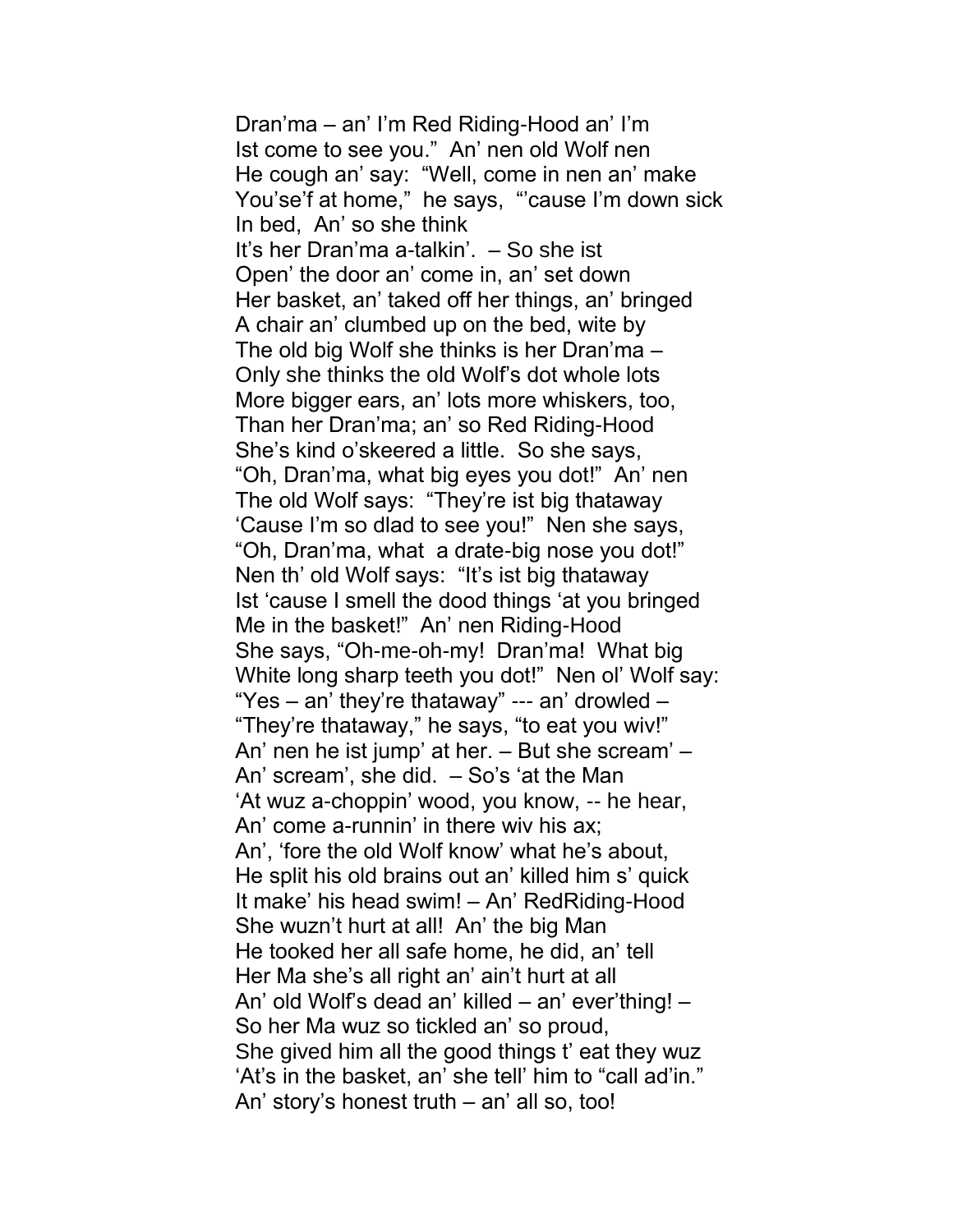Dran'ma – an' I'm Red Riding-Hood an' I'm
Ist come to see you." An' nen old Wolf nen
He cough an' say: "Well, come in nen an' make
You'se'f at home," he says, "'cause I'm down sick
In bed, An' so she think
It's her Dran'ma a-talkin'. – So she ist
Open' the door an' come in, an' set down
Her basket, an' taked off her things, an' bringed
A chair an' clumbed up on the bed, wite by
The old big Wolf she thinks is her Dran'ma –
Only she thinks the old Wolf's dot whole lots
More bigger ears, an' lots more whiskers, too,
Than her Dran'ma; an' so Red Riding-Hood
She's kind o'skeered a little. So she says,
"Oh, Dran'ma, what big eyes you dot!" An' nen
The old Wolf says: "They're ist big thataway
'Cause I'm so dlad to see you!" Nen she says,
"Oh, Dran'ma, what a drate-big nose you dot!"
Nen th' old Wolf says: "It's ist big thataway
Ist 'cause I smell the dood things 'at you bringed
Me in the basket!" An' nen Riding-Hood
She says, "Oh-me-oh-my! Dran'ma! What big
White long sharp teeth you dot!" Nen ol' Wolf say:
"Yes – an' they're thataway" --- an' drowled –
"They're thataway," he says, "to eat you wiv!"
An' nen he ist jump' at her. – But she scream' –
An' scream', she did. – So's 'at the Man
'At wuz a-choppin' wood, you know, -- he hear,
An' come a-runnin' in there wiv his ax;
An', 'fore the old Wolf know' what he's about,
He split his old brains out an' killed him s' quick
It make' his head swim! – An' RedRiding-Hood
She wuzn't hurt at all! An' the big Man
He tooked her all safe home, he did, an' tell
Her Ma she's all right an' ain't hurt at all
An' old Wolf's dead an' killed – an' ever'thing! –
So her Ma wuz so tickled an' so proud,
She gived him all the good things t' eat they wuz
'At's in the basket, an' she tell' him to "call ad'in."
An' story's honest truth – an' all so, too!